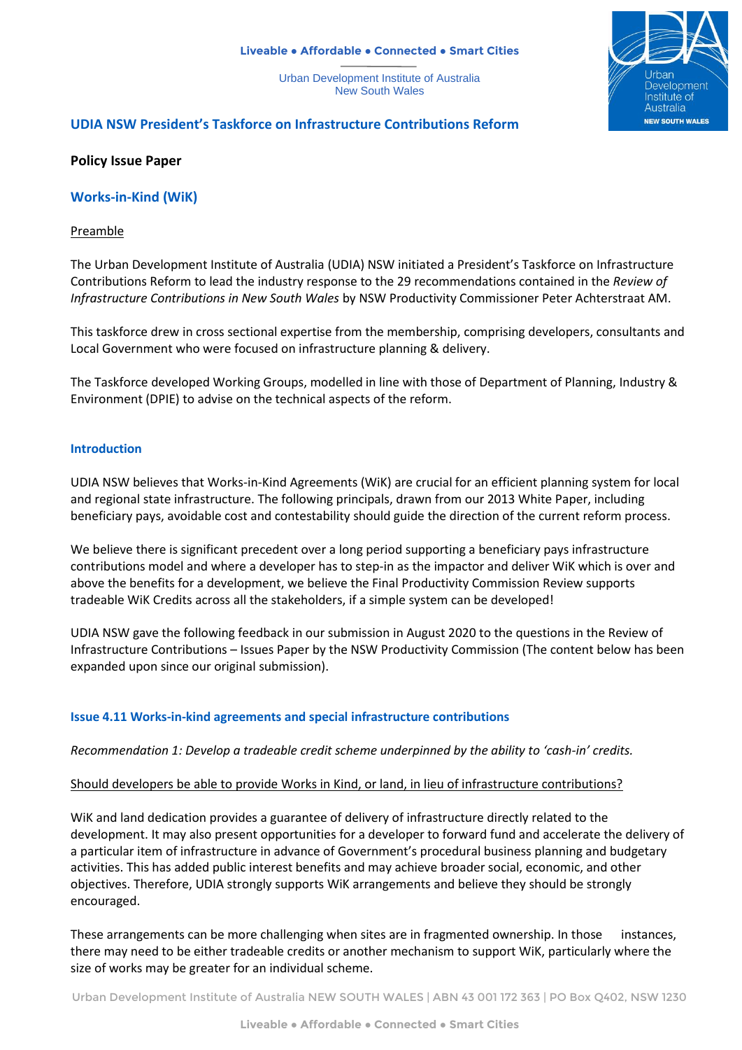Liveable • Affordable • Connected • Smart Cities

Urban Development Institute of Australia
New South Wales

## UDIA NSW President's Taskforce on Infrastructure Contributions Reform

**Policy Issue Paper**

## Works-in-Kind (WiK)

Preamble

The Urban Development Institute of Australia (UDIA) NSW initiated a President's Taskforce on Infrastructure Contributions Reform to lead the industry response to the 29 recommendations contained in the *Review of Infrastructure Contributions in New South Wales* by NSW Productivity Commissioner Peter Achterstraat AM.

This taskforce drew in cross sectional expertise from the membership, comprising developers, consultants and Local Government who were focused on infrastructure planning & delivery.

The Taskforce developed Working Groups, modelled in line with those of Department of Planning, Industry & Environment (DPIE) to advise on the technical aspects of the reform.

### Introduction

UDIA NSW believes that Works-in-Kind Agreements (WiK) are crucial for an efficient planning system for local and regional state infrastructure. The following principals, drawn from our 2013 White Paper, including beneficiary pays, avoidable cost and contestability should guide the direction of the current reform process.

We believe there is significant precedent over a long period supporting a beneficiary pays infrastructure contributions model and where a developer has to step-in as the impactor and deliver WiK which is over and above the benefits for a development, we believe the Final Productivity Commission Review supports tradeable WiK Credits across all the stakeholders, if a simple system can be developed!

UDIA NSW gave the following feedback in our submission in August 2020 to the questions in the Review of Infrastructure Contributions – Issues Paper by the NSW Productivity Commission (The content below has been expanded upon since our original submission).

### Issue 4.11 Works-in-kind agreements and special infrastructure contributions

*Recommendation 1: Develop a tradeable credit scheme underpinned by the ability to 'cash-in' credits.*

Should developers be able to provide Works in Kind, or land, in lieu of infrastructure contributions?

WiK and land dedication provides a guarantee of delivery of infrastructure directly related to the development. It may also present opportunities for a developer to forward fund and accelerate the delivery of a particular item of infrastructure in advance of Government's procedural business planning and budgetary activities. This has added public interest benefits and may achieve broader social, economic, and other objectives. Therefore, UDIA strongly supports WiK arrangements and believe they should be strongly encouraged.

These arrangements can be more challenging when sites are in fragmented ownership. In those instances, there may need to be either tradeable credits or another mechanism to support WiK, particularly where the size of works may be greater for an individual scheme.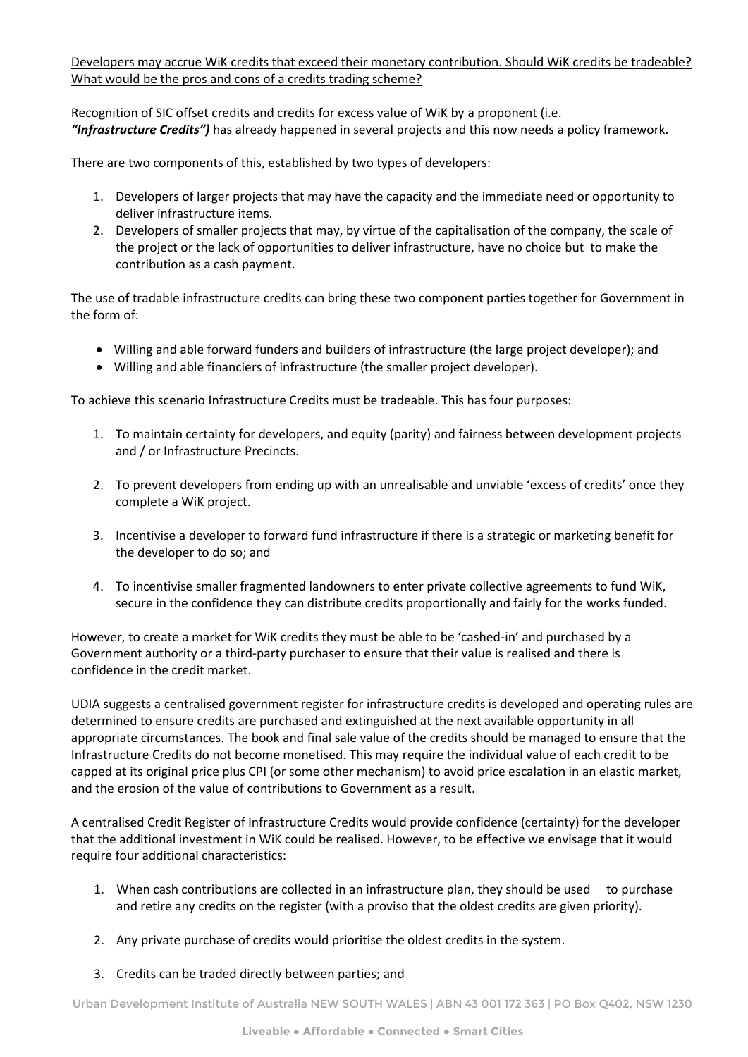Developers may accrue WiK credits that exceed their monetary contribution. Should WiK credits be tradeable? What would be the pros and cons of a credits trading scheme?

Recognition of SIC offset credits and credits for excess value of WiK by a proponent (i.e. ***"Infrastructure Credits")*** has already happened in several projects and this now needs a policy framework.

There are two components of this, established by two types of developers:

1. Developers of larger projects that may have the capacity and the immediate need or opportunity to deliver infrastructure items.
2. Developers of smaller projects that may, by virtue of the capitalisation of the company, the scale of the project or the lack of opportunities to deliver infrastructure, have no choice but to make the contribution as a cash payment.

The use of tradable infrastructure credits can bring these two component parties together for Government in the form of:

- Willing and able forward funders and builders of infrastructure (the large project developer); and
- Willing and able financiers of infrastructure (the smaller project developer).

To achieve this scenario Infrastructure Credits must be tradeable. This has four purposes:

1. To maintain certainty for developers, and equity (parity) and fairness between development projects and / or Infrastructure Precincts.

2. To prevent developers from ending up with an unrealisable and unviable 'excess of credits' once they complete a WiK project.

3. Incentivise a developer to forward fund infrastructure if there is a strategic or marketing benefit for the developer to do so; and

4. To incentivise smaller fragmented landowners to enter private collective agreements to fund WiK, secure in the confidence they can distribute credits proportionally and fairly for the works funded.

However, to create a market for WiK credits they must be able to be 'cashed-in' and purchased by a Government authority or a third-party purchaser to ensure that their value is realised and there is confidence in the credit market.

UDIA suggests a centralised government register for infrastructure credits is developed and operating rules are determined to ensure credits are purchased and extinguished at the next available opportunity in all appropriate circumstances. The book and final sale value of the credits should be managed to ensure that the Infrastructure Credits do not become monetised. This may require the individual value of each credit to be capped at its original price plus CPI (or some other mechanism) to avoid price escalation in an elastic market, and the erosion of the value of contributions to Government as a result.

A centralised Credit Register of Infrastructure Credits would provide confidence (certainty) for the developer that the additional investment in WiK could be realised. However, to be effective we envisage that it would require four additional characteristics:

1. When cash contributions are collected in an infrastructure plan, they should be used to purchase and retire any credits on the register (with a proviso that the oldest credits are given priority).

2. Any private purchase of credits would prioritise the oldest credits in the system.

3. Credits can be traded directly between parties; and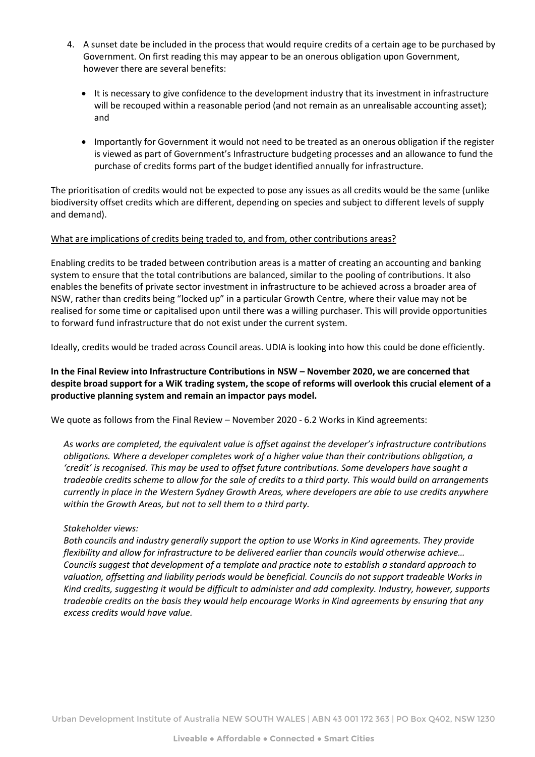4. A sunset date be included in the process that would require credits of a certain age to be purchased by Government. On first reading this may appear to be an onerous obligation upon Government, however there are several benefits:

   - It is necessary to give confidence to the development industry that its investment in infrastructure will be recouped within a reasonable period (and not remain as an unrealisable accounting asset); and

   - Importantly for Government it would not need to be treated as an onerous obligation if the register is viewed as part of Government's Infrastructure budgeting processes and an allowance to fund the purchase of credits forms part of the budget identified annually for infrastructure.

The prioritisation of credits would not be expected to pose any issues as all credits would be the same (unlike biodiversity offset credits which are different, depending on species and subject to different levels of supply and demand).

<u>What are implications of credits being traded to, and from, other contributions areas?</u>

Enabling credits to be traded between contribution areas is a matter of creating an accounting and banking system to ensure that the total contributions are balanced, similar to the pooling of contributions. It also enables the benefits of private sector investment in infrastructure to be achieved across a broader area of NSW, rather than credits being "locked up" in a particular Growth Centre, where their value may not be realised for some time or capitalised upon until there was a willing purchaser. This will provide opportunities to forward fund infrastructure that do not exist under the current system.

Ideally, credits would be traded across Council areas. UDIA is looking into how this could be done efficiently.

**In the Final Review into Infrastructure Contributions in NSW – November 2020, we are concerned that despite broad support for a WiK trading system, the scope of reforms will overlook this crucial element of a productive planning system and remain an impactor pays model.**

We quote as follows from the Final Review – November 2020 - 6.2 Works in Kind agreements:

> *As works are completed, the equivalent value is offset against the developer's infrastructure contributions obligations. Where a developer completes work of a higher value than their contributions obligation, a 'credit' is recognised. This may be used to offset future contributions. Some developers have sought a tradeable credits scheme to allow for the sale of credits to a third party. This would build on arrangements currently in place in the Western Sydney Growth Areas, where developers are able to use credits anywhere within the Growth Areas, but not to sell them to a third party.*
>
> *Stakeholder views:*
> *Both councils and industry generally support the option to use Works in Kind agreements. They provide flexibility and allow for infrastructure to be delivered earlier than councils would otherwise achieve… Councils suggest that development of a template and practice note to establish a standard approach to valuation, offsetting and liability periods would be beneficial. Councils do not support tradeable Works in Kind credits, suggesting it would be difficult to administer and add complexity. Industry, however, supports tradeable credits on the basis they would help encourage Works in Kind agreements by ensuring that any excess credits would have value.*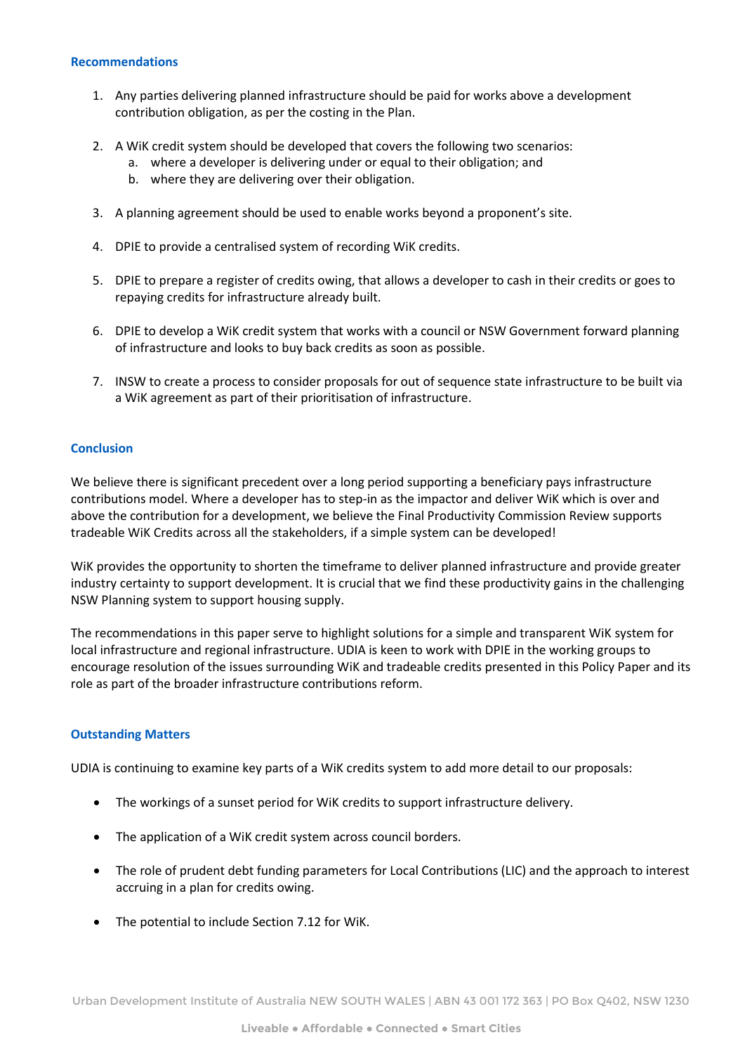### Recommendations

1. Any parties delivering planned infrastructure should be paid for works above a development contribution obligation, as per the costing in the Plan.

2. A WiK credit system should be developed that covers the following two scenarios:
   a. where a developer is delivering under or equal to their obligation; and
   b. where they are delivering over their obligation.

3. A planning agreement should be used to enable works beyond a proponent's site.

4. DPIE to provide a centralised system of recording WiK credits.

5. DPIE to prepare a register of credits owing, that allows a developer to cash in their credits or goes to repaying credits for infrastructure already built.

6. DPIE to develop a WiK credit system that works with a council or NSW Government forward planning of infrastructure and looks to buy back credits as soon as possible.

7. INSW to create a process to consider proposals for out of sequence state infrastructure to be built via a WiK agreement as part of their prioritisation of infrastructure.

### Conclusion

We believe there is significant precedent over a long period supporting a beneficiary pays infrastructure contributions model. Where a developer has to step-in as the impactor and deliver WiK which is over and above the contribution for a development, we believe the Final Productivity Commission Review supports tradeable WiK Credits across all the stakeholders, if a simple system can be developed!

WiK provides the opportunity to shorten the timeframe to deliver planned infrastructure and provide greater industry certainty to support development. It is crucial that we find these productivity gains in the challenging NSW Planning system to support housing supply.

The recommendations in this paper serve to highlight solutions for a simple and transparent WiK system for local infrastructure and regional infrastructure. UDIA is keen to work with DPIE in the working groups to encourage resolution of the issues surrounding WiK and tradeable credits presented in this Policy Paper and its role as part of the broader infrastructure contributions reform.

### Outstanding Matters

UDIA is continuing to examine key parts of a WiK credits system to add more detail to our proposals:

- The workings of a sunset period for WiK credits to support infrastructure delivery.
- The application of a WiK credit system across council borders.
- The role of prudent debt funding parameters for Local Contributions (LIC) and the approach to interest accruing in a plan for credits owing.
- The potential to include Section 7.12 for WiK.